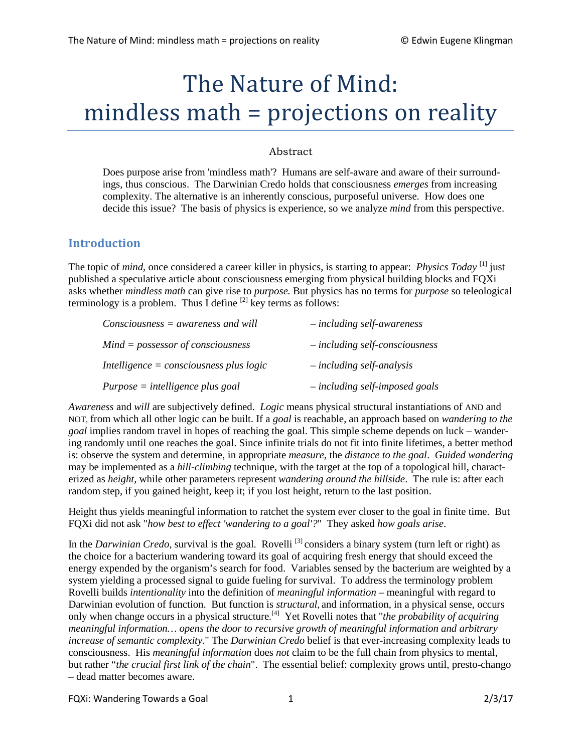# The Nature of Mind: mindless math = projections on reality

Abstract

Does purpose arise from 'mindless math'? Humans are self-aware and aware of their surroundings, thus conscious. The Darwinian Credo holds that consciousness *emerges* from increasing complexity. The alternative is an inherently conscious, purposeful universe. How does one decide this issue? The basis of physics is experience, so we analyze *mind* from this perspective.

## Introduction

The topic of *mind*, once considered a career killer in physics, is starting to appear: *Physics Today* [1] just published a speculative article about consciousness emerging from physical building blocks and FQXi asks whether *mindless math* can give rise to *purpose.* But physics has no terms for *purpose* so teleological terminology is a problem. Thus I define [2] key terms as follows:

*Consciousness = awareness and will* – *including self-awareness*

*Mind = possessor of consciousness* – *including self-consciousness*

*Intelligence = consciousness plus logic* – *including self-analysis*

*Purpose = intelligence plus goal* – *including self-imposed goals*

*Awareness* and *will* are subjectively defined. *Logic* means physical structural instantiations of AND and NOT, from which all other logic can be built. If a *goal* is reachable, an approach based on *wandering to the goal* implies random travel in hopes of reaching the goal. This simple scheme depends on luck – wandering randomly until one reaches the goal. Since infinite trials do not fit into finite lifetimes, a better method is: observe the system and determine, in appropriate *measure*, the *distance to the goal*. *Guided wandering* may be implemented as a *hill-climbing* technique, with the target at the top of a topological hill, characterized as *height*, while other parameters represent *wandering around the hillside*. The rule is: after each random step, if you gained height, keep it; if you lost height, return to the last position.

Height thus yields meaningful information to ratchet the system ever closer to the goal in finite time. But FQXi did not ask "*how best to effect 'wandering to a goal'?*" They asked *how goals arise*.

In the *Darwinian Credo,* survival is the goal. Rovelli [3] considers a binary system (turn left or right) as the choice for a bacterium wandering toward its goal of acquiring fresh energy that should exceed the energy expended by the organism's search for food. Variables sensed by the bacterium are weighted by a system yielding a processed signal to guide fueling for survival. To address the terminology problem Rovelli builds *intentionality* into the definition of *meaningful information* – meaningful with regard to Darwinian evolution of function. But function is *structural,* and information, in a physical sense, occurs only when change occurs in a physical structure.[4] Yet Rovelli notes that "*the probability of acquiring meaningful information… opens the door to recursive growth of meaningful information and arbitrary increase of semantic complexity.*" The *Darwinian Credo* belief is that ever-increasing complexity leads to consciousness. His *meaningful information* does *not* claim to be the full chain from physics to mental, but rather "*the crucial first link of the chain*". The essential belief: complexity grows until, presto-chango – dead matter becomes aware.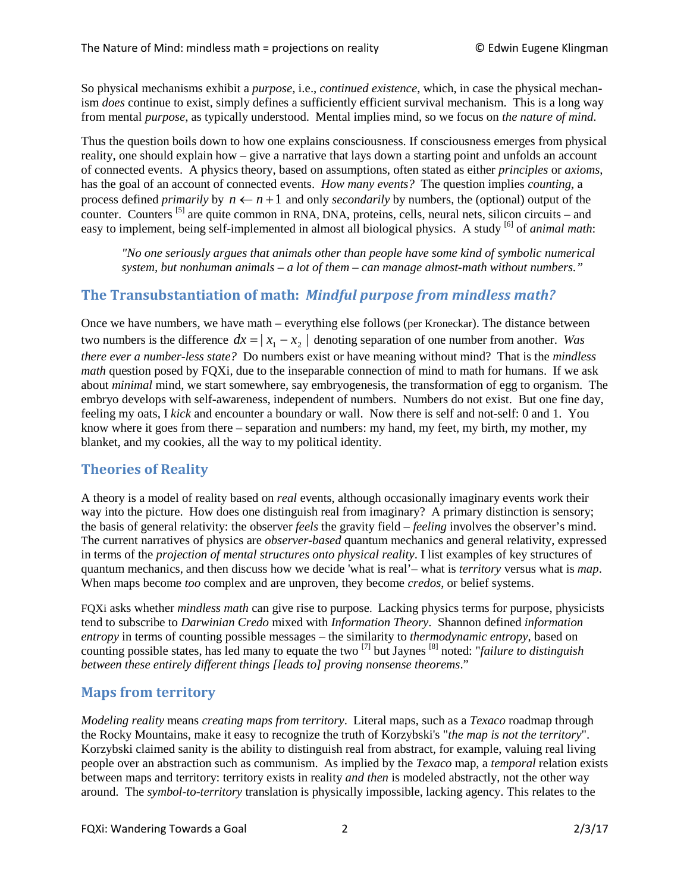So physical mechanisms exhibit a *purpose*, i.e., *continued existence*, which, in case the physical mechanism *does* continue to exist, simply defines a sufficiently efficient survival mechanism. This is a long way from mental *purpose*, as typically understood. Mental implies mind, so we focus on *the nature of mind*.

Thus the question boils down to how one explains consciousness. If consciousness emerges from physical reality, one should explain how – give a narrative that lays down a starting point and unfolds an account of connected events. A physics theory, based on assumptions, often stated as either *principles* or *axioms*, has the goal of an account of connected events. *How many events?* The question implies *counting*, a process defined *primarily* by $n \leftarrow n+1$ and only *secondarily* by numbers, the (optional) output of the counter. Counters [5] are quite common in RNA, DNA, proteins, cells, neural nets, silicon circuits – and easy to implement, being self-implemented in almost all biological physics. A study [6] of *animal math*:

> *"No one seriously argues that animals other than people have some kind of symbolic numerical system, but nonhuman animals – a lot of them – can manage almost-math without numbers."*

## The Transubstantiation of math: *Mindful purpose from mindless math?*

Once we have numbers, we have math – everything else follows (per Kroneckar). The distance between two numbers is the difference $dx = | x_1 - x_2 |$ denoting separation of one number from another. *Was there ever a number-less state?* Do numbers exist or have meaning without mind? That is the *mindless math* question posed by FQXi, due to the inseparable connection of mind to math for humans. If we ask about *minimal* mind, we start somewhere, say embryogenesis, the transformation of egg to organism. The embryo develops with self-awareness, independent of numbers. Numbers do not exist. But one fine day, feeling my oats, I *kick* and encounter a boundary or wall. Now there is self and not-self: 0 and 1. You know where it goes from there – separation and numbers: my hand, my feet, my birth, my mother, my blanket, and my cookies, all the way to my political identity.

## Theories of Reality

A theory is a model of reality based on *real* events, although occasionally imaginary events work their way into the picture. How does one distinguish real from imaginary? A primary distinction is sensory; the basis of general relativity: the observer *feels* the gravity field – *feeling* involves the observer's mind. The current narratives of physics are *observer-based* quantum mechanics and general relativity, expressed in terms of the *projection of mental structures onto physical reality*. I list examples of key structures of quantum mechanics, and then discuss how we decide 'what is real'– what is *territory* versus what is *map*. When maps become *too* complex and are unproven, they become *credos*, or belief systems.

FQXi asks whether *mindless math* can give rise to purpose. Lacking physics terms for purpose, physicists tend to subscribe to *Darwinian Credo* mixed with *Information Theory*. Shannon defined *information entropy* in terms of counting possible messages – the similarity to *thermodynamic entropy*, based on counting possible states, has led many to equate the two [7] but Jaynes [8] noted: "*failure to distinguish between these entirely different things [leads to] proving nonsense theorems*."

## Maps from territory

*Modeling reality* means *creating maps from territory*. Literal maps, such as a *Texaco* roadmap through the Rocky Mountains, make it easy to recognize the truth of Korzybski's "*the map is not the territory*". Korzybski claimed sanity is the ability to distinguish real from abstract, for example, valuing real living people over an abstraction such as communism. As implied by the *Texaco* map, a *temporal* relation exists between maps and territory: territory exists in reality *and then* is modeled abstractly, not the other way around. The *symbol-to-territory* translation is physically impossible, lacking agency. This relates to the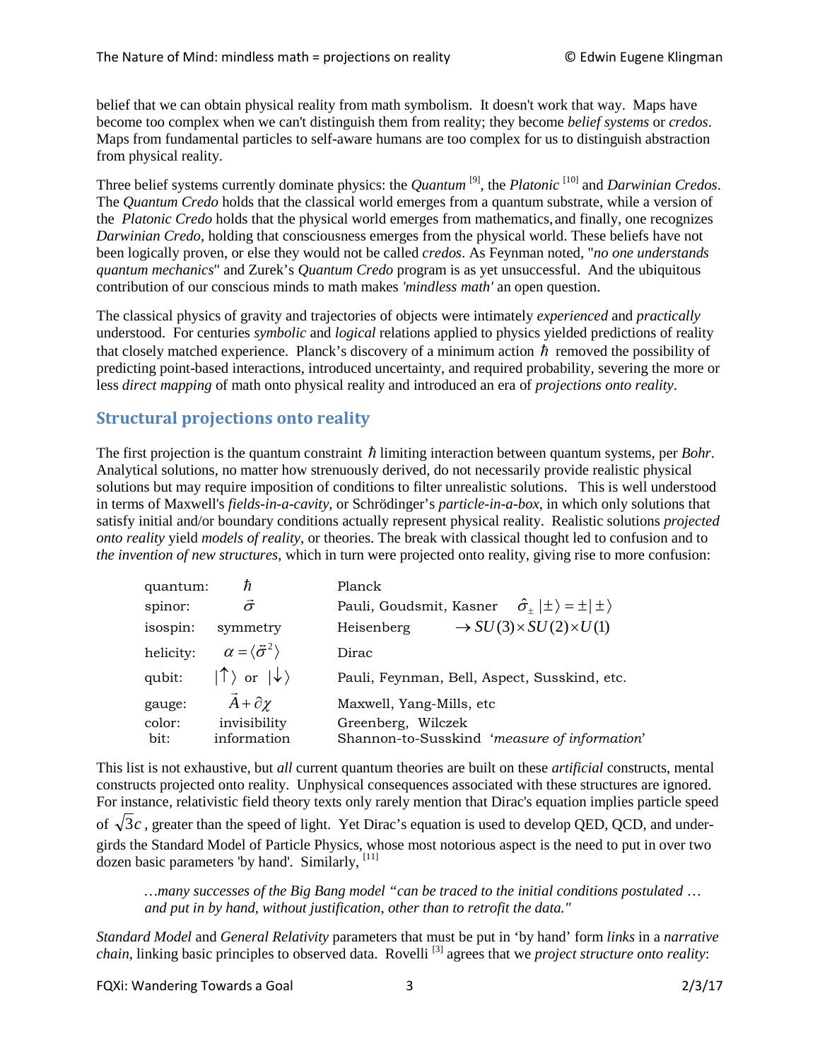belief that we can obtain physical reality from math symbolism. It doesn't work that way. Maps have become too complex when we can't distinguish them from reality; they become *belief systems* or *credos*. Maps from fundamental particles to self-aware humans are too complex for us to distinguish abstraction from physical reality.

Three belief systems currently dominate physics: the *Quantum* [9], the *Platonic* [10] and *Darwinian Credos*. The *Quantum Credo* holds that the classical world emerges from a quantum substrate, while a version of the *Platonic Credo* holds that the physical world emerges from mathematics, and finally, one recognizes *Darwinian Credo,* holding that consciousness emerges from the physical world. These beliefs have not been logically proven, or else they would not be called *credos*. As Feynman noted, "*no one understands quantum mechanics*" and Zurek's *Quantum Credo* program is as yet unsuccessful. And the ubiquitous contribution of our conscious minds to math makes *'mindless math'* an open question.

The classical physics of gravity and trajectories of objects were intimately *experienced* and *practically* understood. For centuries *symbolic* and *logical* relations applied to physics yielded predictions of reality that closely matched experience. Planck's discovery of a minimum action $\hbar$ removed the possibility of predicting point-based interactions, introduced uncertainty, and required probability, severing the more or less *direct mapping* of math onto physical reality and introduced an era of *projections onto reality*.

## Structural projections onto reality

The first projection is the quantum constraint $\hbar$ limiting interaction between quantum systems, per *Bohr*. Analytical solutions, no matter how strenuously derived, do not necessarily provide realistic physical solutions but may require imposition of conditions to filter unrealistic solutions. This is well understood in terms of Maxwell's *fields-in-a-cavity*, or Schrödinger's *particle-in-a-box*, in which only solutions that satisfy initial and/or boundary conditions actually represent physical reality. Realistic solutions *projected onto reality* yield *models of reality*, or theories. The break with classical thought led to confusion and to *the invention of new structures*, which in turn were projected onto reality, giving rise to more confusion:

| | | | |
|---|---|---|---|
| quantum: | $\hbar$ | Planck | |
| spinor: | $\vec{\sigma}$ | Pauli, Goudsmit, Kasner | $\hat{\sigma}_{\pm}\,\vert\pm\rangle = \pm\vert\pm\rangle$ |
| isospin: | symmetry | Heisenberg | $\rightarrow SU(3)\times SU(2)\times U(1)$ |
| helicity: | $\alpha = \langle\ddot{\vec{\sigma}}^{2}\rangle$ | Dirac | |
| qubit: | $\vert\uparrow\rangle$ or $\vert\downarrow\rangle$ | Pauli, Feynman, Bell, Aspect, Susskind, etc. | |
| gauge: | $\vec{A}+\partial\chi$ | Maxwell, Yang-Mills, etc | |
| color: | invisibility | Greenberg, Wilczek | |
| bit: | information | Shannon-to-Susskind '*measure of information*' | |

This list is not exhaustive, but *all* current quantum theories are built on these *artificial* constructs, mental constructs projected onto reality. Unphysical consequences associated with these structures are ignored. For instance, relativistic field theory texts only rarely mention that Dirac's equation implies particle speed of $\sqrt{3}c$, greater than the speed of light. Yet Dirac's equation is used to develop QED, QCD, and undergirds the Standard Model of Particle Physics, whose most notorious aspect is the need to put in over two dozen basic parameters 'by hand'. Similarly, [11]

> *…many successes of the Big Bang model "can be traced to the initial conditions postulated … and put in by hand, without justification, other than to retrofit the data."*

*Standard Model* and *General Relativity* parameters that must be put in 'by hand' form *links* in a *narrative chain*, linking basic principles to observed data. Rovelli [3] agrees that we *project structure onto reality*: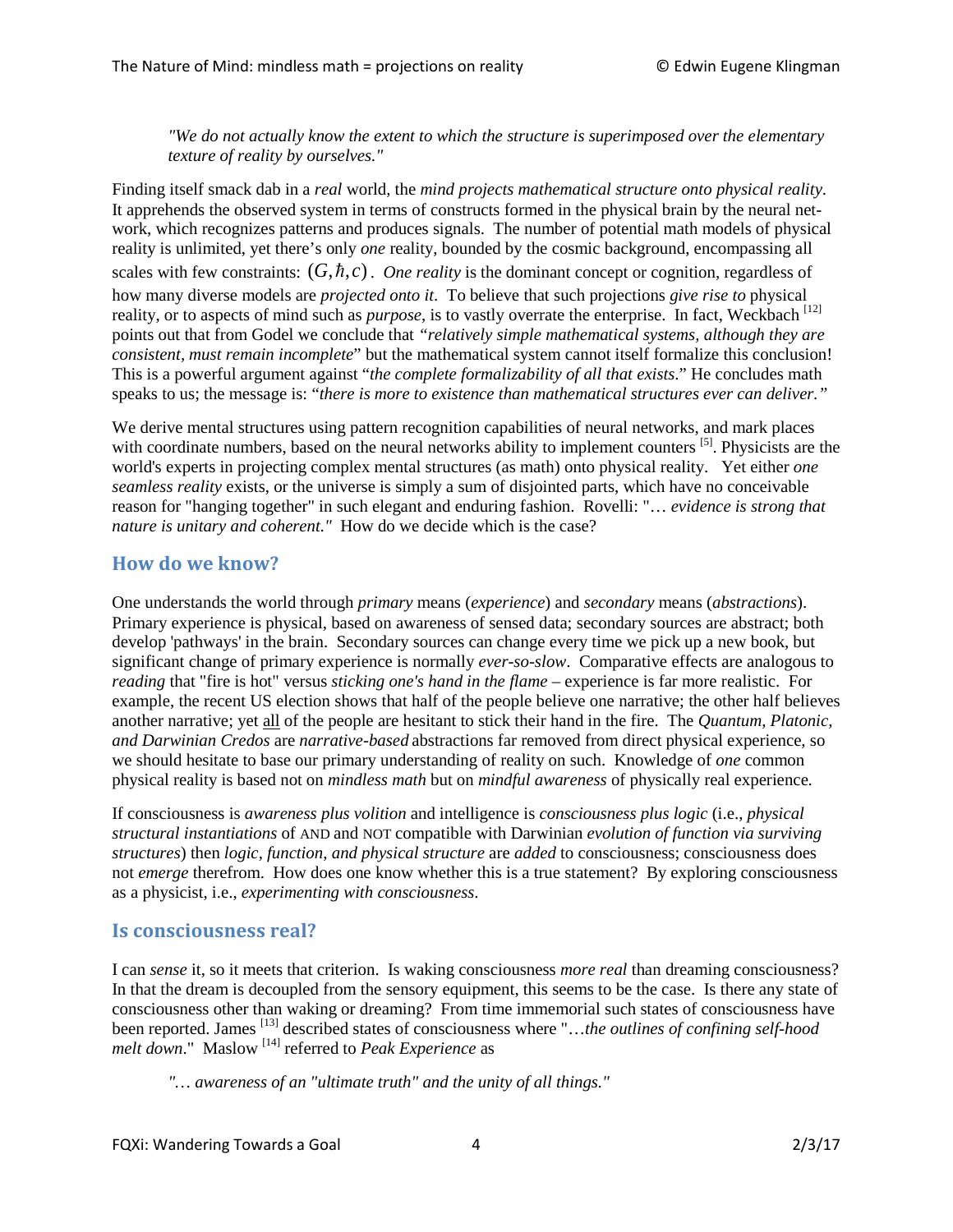*"We do not actually know the extent to which the structure is superimposed over the elementary texture of reality by ourselves."*

Finding itself smack dab in a *real* world, the *mind projects mathematical structure onto physical reality*. It apprehends the observed system in terms of constructs formed in the physical brain by the neural network, which recognizes patterns and produces signals. The number of potential math models of physical reality is unlimited, yet there's only *one* reality, bounded by the cosmic background, encompassing all scales with few constraints: $(G, \hbar, c)$. *One reality* is the dominant concept or cognition, regardless of how many diverse models are *projected onto it*. To believe that such projections *give rise to* physical reality, or to aspects of mind such as *purpose*, is to vastly overrate the enterprise. In fact, Weckbach [12] points out that from Godel we conclude that *"relatively simple mathematical systems, although they are consistent, must remain incomplete*" but the mathematical system cannot itself formalize this conclusion! This is a powerful argument against "*the complete formalizability of all that exists*." He concludes math speaks to us; the message is: "*there is more to existence than mathematical structures ever can deliver."*

We derive mental structures using pattern recognition capabilities of neural networks, and mark places with coordinate numbers, based on the neural networks ability to implement counters [5]. Physicists are the world's experts in projecting complex mental structures (as math) onto physical reality. Yet either *one seamless reality* exists, or the universe is simply a sum of disjointed parts, which have no conceivable reason for "hanging together" in such elegant and enduring fashion. Rovelli: "… *evidence is strong that nature is unitary and coherent."* How do we decide which is the case?

## How do we know?

One understands the world through *primary* means (*experience*) and *secondary* means (*abstractions*). Primary experience is physical, based on awareness of sensed data; secondary sources are abstract; both develop 'pathways' in the brain. Secondary sources can change every time we pick up a new book, but significant change of primary experience is normally *ever-so-slow*. Comparative effects are analogous to *reading* that "fire is hot" versus *sticking one's hand in the flame* – experience is far more realistic. For example, the recent US election shows that half of the people believe one narrative; the other half believes another narrative; yet <u>all</u> of the people are hesitant to stick their hand in the fire. The *Quantum, Platonic, and Darwinian Credos* are *narrative-based* abstractions far removed from direct physical experience, so we should hesitate to base our primary understanding of reality on such. Knowledge of *one* common physical reality is based not on *mindless math* but on *mindful awareness* of physically real experience.

If consciousness is *awareness plus volition* and intelligence is *consciousness plus logic* (i.e., *physical structural instantiations* of AND and NOT compatible with Darwinian *evolution of function via surviving structures*) then *logic, function, and physical structure* are *added* to consciousness; consciousness does not *emerge* therefrom. How does one know whether this is a true statement? By exploring consciousness as a physicist, i.e., *experimenting with consciousness*.

## Is consciousness real?

I can *sense* it, so it meets that criterion. Is waking consciousness *more real* than dreaming consciousness? In that the dream is decoupled from the sensory equipment, this seems to be the case. Is there any state of consciousness other than waking or dreaming? From time immemorial such states of consciousness have been reported. James [13] described states of consciousness where "…*the outlines of confining self-hood melt down*." Maslow [14] referred to *Peak Experience* as

*"… awareness of an "ultimate truth" and the unity of all things."*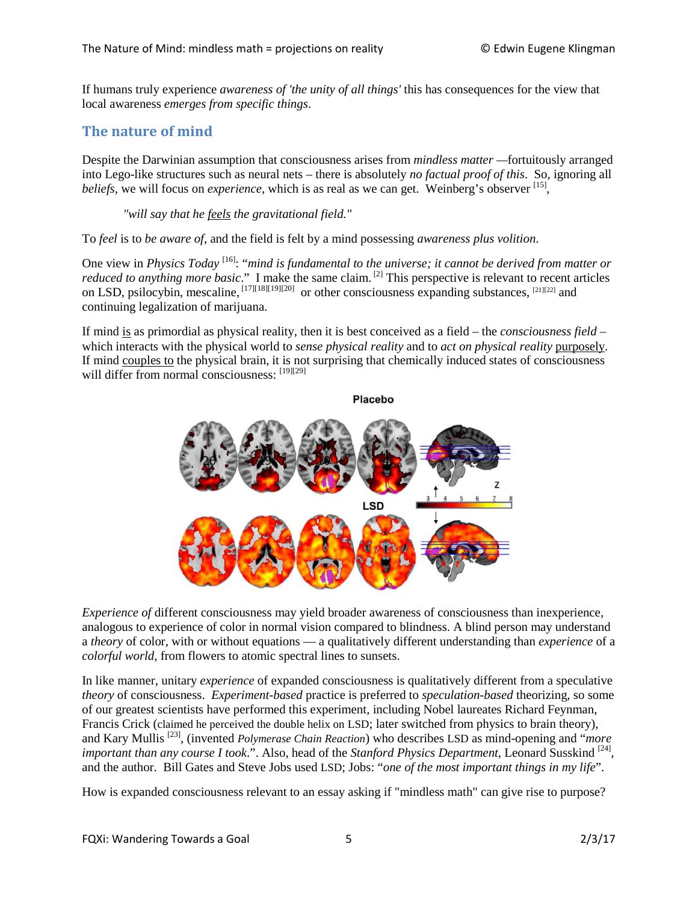If humans truly experience *awareness of 'the unity of all things'* this has consequences for the view that local awareness *emerges from specific things*.

## The nature of mind

Despite the Darwinian assumption that consciousness arises from *mindless matter* —fortuitously arranged into Lego-like structures such as neural nets – there is absolutely *no factual proof of this*. So, ignoring all *beliefs*, we will focus on *experience*, which is as real as we can get. Weinberg's observer [15],

> *"will say that he feels the gravitational field."*

To *feel* is to *be aware of*, and the field is felt by a mind possessing *awareness plus volition*.

One view in *Physics Today* [16]: "*mind is fundamental to the universe; it cannot be derived from matter or reduced to anything more basic*." I make the same claim. [2] This perspective is relevant to recent articles on LSD, psilocybin, mescaline, [17][18][19][20] or other consciousness expanding substances, [21][22] and continuing legalization of marijuana.

If mind is as primordial as physical reality, then it is best conceived as a field – the *consciousness field* – which interacts with the physical world to *sense physical reality* and to *act on physical reality* purposely. If mind couples to the physical brain, it is not surprising that chemically induced states of consciousness will differ from normal consciousness: [19][29]

*Experience of* different consciousness may yield broader awareness of consciousness than inexperience, analogous to experience of color in normal vision compared to blindness. A blind person may understand a *theory* of color, with or without equations — a qualitatively different understanding than *experience* of a *colorful world*, from flowers to atomic spectral lines to sunsets.

In like manner, unitary *experience* of expanded consciousness is qualitatively different from a speculative *theory* of consciousness. *Experiment-based* practice is preferred to *speculation-based* theorizing, so some of our greatest scientists have performed this experiment, including Nobel laureates Richard Feynman, Francis Crick (claimed he perceived the double helix on LSD; later switched from physics to brain theory), and Kary Mullis [23], (invented *Polymerase Chain Reaction*) who describes LSD as mind-opening and "*more important than any course I took*.". Also, head of the *Stanford Physics Department*, Leonard Susskind [24], and the author. Bill Gates and Steve Jobs used LSD; Jobs: "*one of the most important things in my life*".

How is expanded consciousness relevant to an essay asking if "mindless math" can give rise to purpose?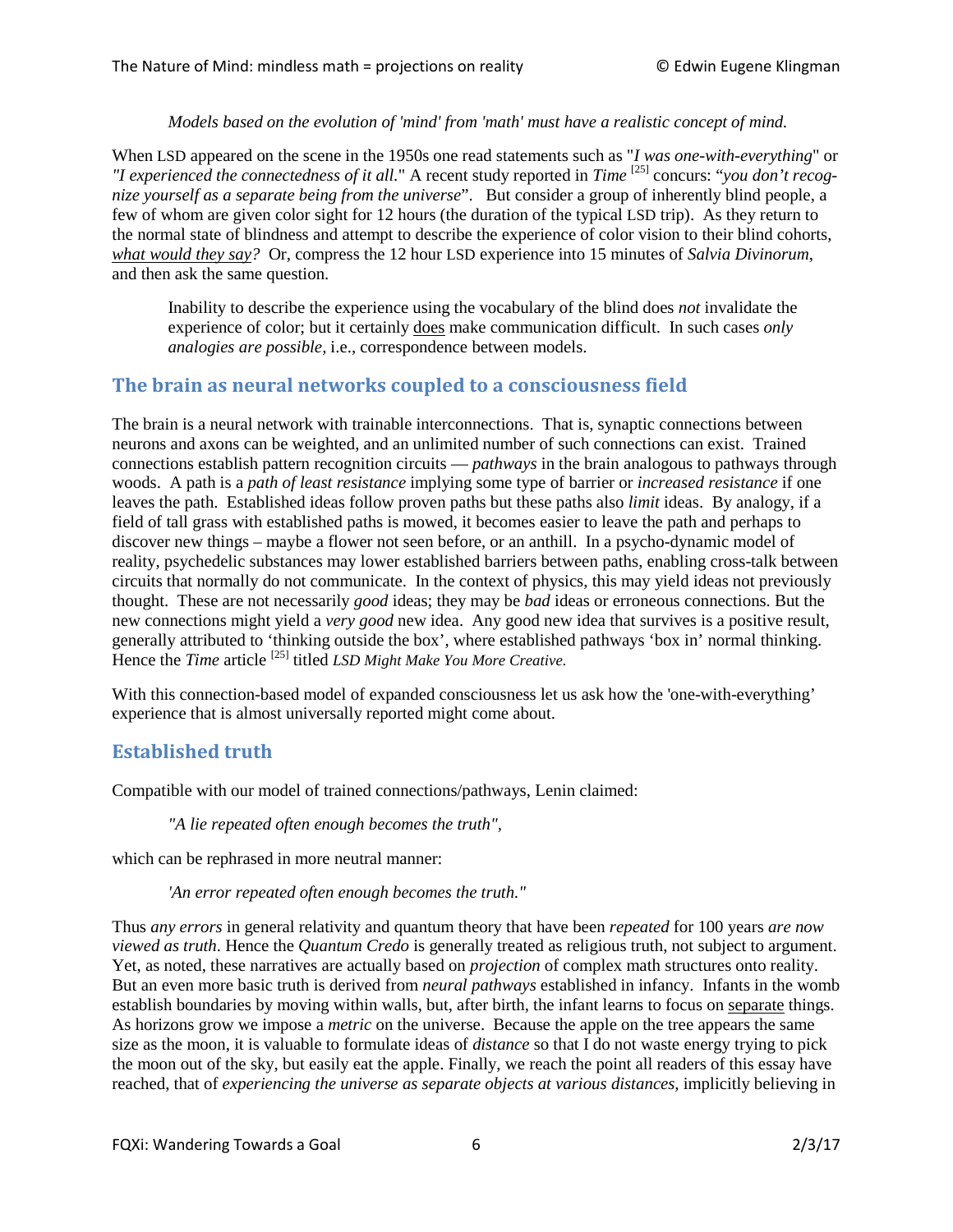*Models based on the evolution of 'mind' from 'math' must have a realistic concept of mind.*

When LSD appeared on the scene in the 1950s one read statements such as "*I was one-with-everything*" or *"I experienced the connectedness of it all.*" A recent study reported in *Time* [25] concurs: "*you don't recognize yourself as a separate being from the universe*". But consider a group of inherently blind people, a few of whom are given color sight for 12 hours (the duration of the typical LSD trip). As they return to the normal state of blindness and attempt to describe the experience of color vision to their blind cohorts, *what would they say?* Or, compress the 12 hour LSD experience into 15 minutes of *Salvia Divinorum*, and then ask the same question.

> Inability to describe the experience using the vocabulary of the blind does *not* invalidate the experience of color; but it certainly does make communication difficult. In such cases *only analogies are possible*, i.e., correspondence between models.

## The brain as neural networks coupled to a consciousness field

The brain is a neural network with trainable interconnections. That is, synaptic connections between neurons and axons can be weighted, and an unlimited number of such connections can exist. Trained connections establish pattern recognition circuits — *pathways* in the brain analogous to pathways through woods. A path is a *path of least resistance* implying some type of barrier or *increased resistance* if one leaves the path. Established ideas follow proven paths but these paths also *limit* ideas. By analogy, if a field of tall grass with established paths is mowed, it becomes easier to leave the path and perhaps to discover new things – maybe a flower not seen before, or an anthill. In a psycho-dynamic model of reality, psychedelic substances may lower established barriers between paths, enabling cross-talk between circuits that normally do not communicate. In the context of physics, this may yield ideas not previously thought. These are not necessarily *good* ideas; they may be *bad* ideas or erroneous connections. But the new connections might yield a *very good* new idea. Any good new idea that survives is a positive result, generally attributed to 'thinking outside the box', where established pathways 'box in' normal thinking. Hence the *Time* article [25] titled *LSD Might Make You More Creative.*

With this connection-based model of expanded consciousness let us ask how the 'one-with-everything' experience that is almost universally reported might come about.

## Established truth

Compatible with our model of trained connections/pathways, Lenin claimed:

> *"A lie repeated often enough becomes the truth",*

which can be rephrased in more neutral manner:

> *'An error repeated often enough becomes the truth."*

Thus *any errors* in general relativity and quantum theory that have been *repeated* for 100 years *are now viewed as truth*. Hence the *Quantum Credo* is generally treated as religious truth, not subject to argument. Yet, as noted, these narratives are actually based on *projection* of complex math structures onto reality. But an even more basic truth is derived from *neural pathways* established in infancy. Infants in the womb establish boundaries by moving within walls, but, after birth, the infant learns to focus on separate things. As horizons grow we impose a *metric* on the universe. Because the apple on the tree appears the same size as the moon, it is valuable to formulate ideas of *distance* so that I do not waste energy trying to pick the moon out of the sky, but easily eat the apple. Finally, we reach the point all readers of this essay have reached, that of *experiencing the universe as separate objects at various distances,* implicitly believing in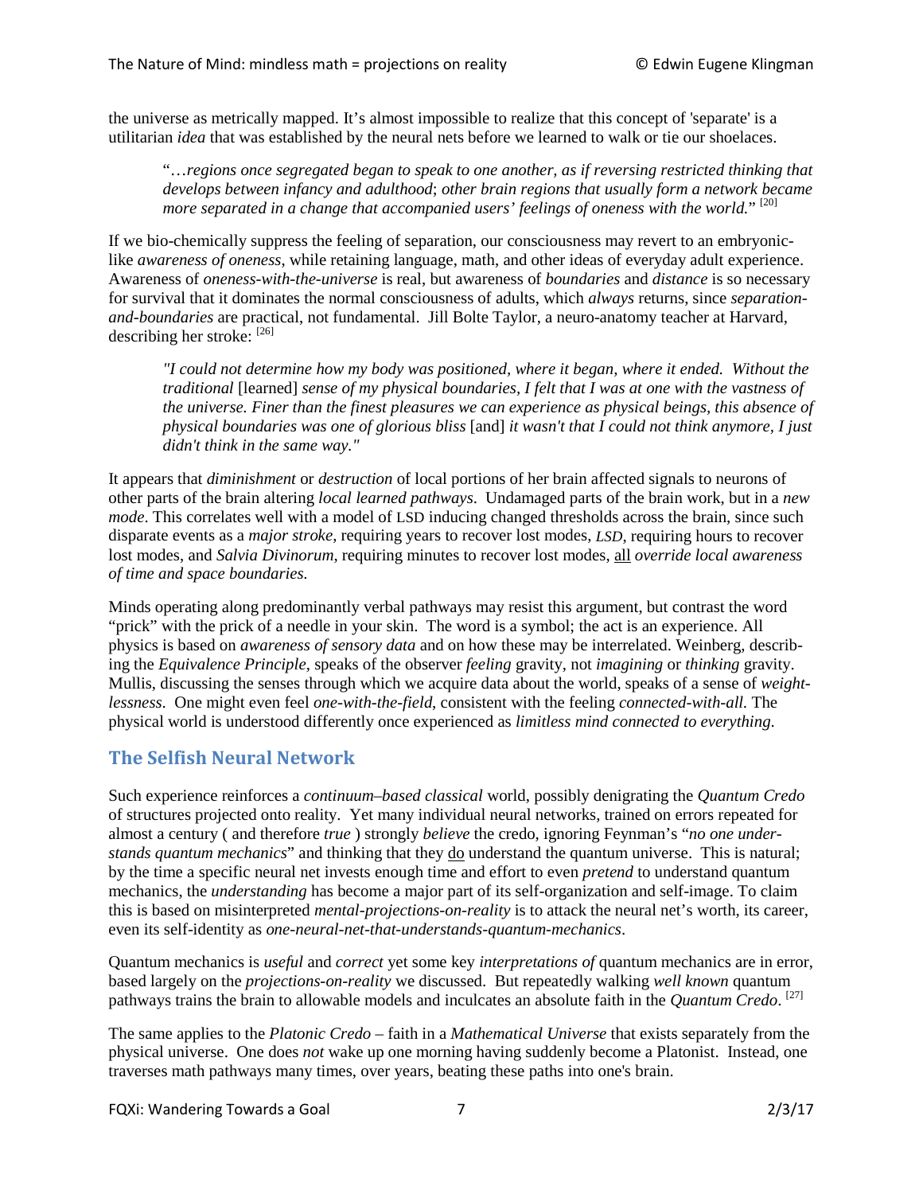the universe as metrically mapped. It's almost impossible to realize that this concept of 'separate' is a utilitarian *idea* that was established by the neural nets before we learned to walk or tie our shoelaces.

> "…*regions once segregated began to speak to one another, as if reversing restricted thinking that develops between infancy and adulthood*; *other brain regions that usually form a network became more separated in a change that accompanied users' feelings of oneness with the world.*" [20]

If we bio-chemically suppress the feeling of separation, our consciousness may revert to an embryonic-like *awareness of oneness*, while retaining language, math, and other ideas of everyday adult experience. Awareness of *oneness-with-the-universe* is real, but awareness of *boundaries* and *distance* is so necessary for survival that it dominates the normal consciousness of adults, which *always* returns, since *separation-and-boundaries* are practical, not fundamental. Jill Bolte Taylor, a neuro-anatomy teacher at Harvard, describing her stroke: [26]

> *"I could not determine how my body was positioned, where it began, where it ended. Without the traditional* [learned] *sense of my physical boundaries, I felt that I was at one with the vastness of the universe. Finer than the finest pleasures we can experience as physical beings, this absence of physical boundaries was one of glorious bliss* [and] *it wasn't that I could not think anymore, I just didn't think in the same way."*

It appears that *diminishment* or *destruction* of local portions of her brain affected signals to neurons of other parts of the brain altering *local learned pathways*. Undamaged parts of the brain work, but in a *new mode*. This correlates well with a model of LSD inducing changed thresholds across the brain, since such disparate events as a *major stroke*, requiring years to recover lost modes, *LSD*, requiring hours to recover lost modes, and *Salvia Divinorum*, requiring minutes to recover lost modes, <u>all</u> *override local awareness of time and space boundaries.*

Minds operating along predominantly verbal pathways may resist this argument, but contrast the word "prick" with the prick of a needle in your skin. The word is a symbol; the act is an experience. All physics is based on *awareness of sensory data* and on how these may be interrelated. Weinberg, describing the *Equivalence Principle*, speaks of the observer *feeling* gravity, not *imagining* or *thinking* gravity. Mullis, discussing the senses through which we acquire data about the world, speaks of a sense of *weightlessness*. One might even feel *one-with-the-field*, consistent with the feeling *connected-with-all.* The physical world is understood differently once experienced as *limitless mind connected to everything.*

## The Selfish Neural Network

Such experience reinforces a *continuum–based classical* world, possibly denigrating the *Quantum Credo* of structures projected onto reality. Yet many individual neural networks, trained on errors repeated for almost a century ( and therefore *true* ) strongly *believe* the credo, ignoring Feynman's "*no one understands quantum mechanics*" and thinking that they <u>do</u> understand the quantum universe. This is natural; by the time a specific neural net invests enough time and effort to even *pretend* to understand quantum mechanics, the *understanding* has become a major part of its self-organization and self-image. To claim this is based on misinterpreted *mental-projections-on-reality* is to attack the neural net's worth, its career, even its self-identity as *one-neural-net-that-understands-quantum-mechanics*.

Quantum mechanics is *useful* and *correct* yet some key *interpretations of* quantum mechanics are in error, based largely on the *projections-on-reality* we discussed. But repeatedly walking *well known* quantum pathways trains the brain to allowable models and inculcates an absolute faith in the *Quantum Credo*. [27]

The same applies to the *Platonic Credo* – faith in a *Mathematical Universe* that exists separately from the physical universe. One does *not* wake up one morning having suddenly become a Platonist. Instead, one traverses math pathways many times, over years, beating these paths into one's brain.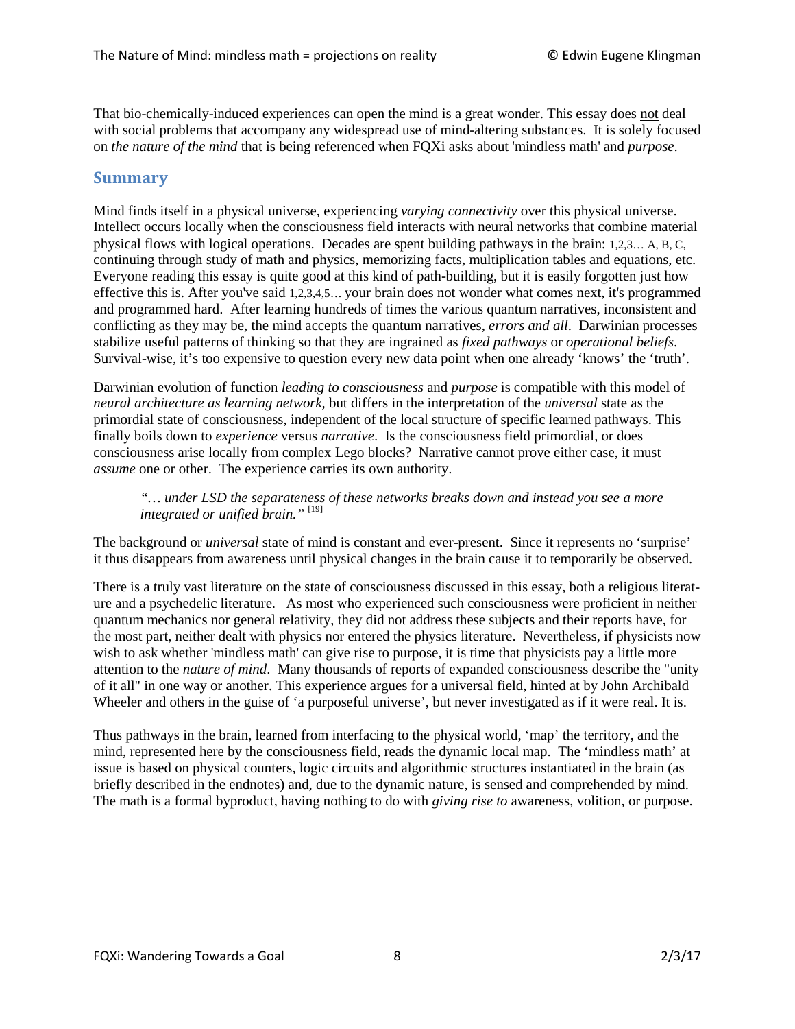That bio-chemically-induced experiences can open the mind is a great wonder. This essay does <u>not</u> deal with social problems that accompany any widespread use of mind-altering substances. It is solely focused on *the nature of the mind* that is being referenced when FQXi asks about 'mindless math' and *purpose*.

## Summary

Mind finds itself in a physical universe, experiencing *varying connectivity* over this physical universe. Intellect occurs locally when the consciousness field interacts with neural networks that combine material physical flows with logical operations. Decades are spent building pathways in the brain: 1,2,3… A, B, C, continuing through study of math and physics, memorizing facts, multiplication tables and equations, etc. Everyone reading this essay is quite good at this kind of path-building, but it is easily forgotten just how effective this is. After you've said 1,2,3,4,5… your brain does not wonder what comes next, it's programmed and programmed hard. After learning hundreds of times the various quantum narratives, inconsistent and conflicting as they may be, the mind accepts the quantum narratives, *errors and all*. Darwinian processes stabilize useful patterns of thinking so that they are ingrained as *fixed pathways* or *operational beliefs*. Survival-wise, it's too expensive to question every new data point when one already 'knows' the 'truth'.

Darwinian evolution of function *leading to consciousness* and *purpose* is compatible with this model of *neural architecture as learning network*, but differs in the interpretation of the *universal* state as the primordial state of consciousness, independent of the local structure of specific learned pathways. This finally boils down to *experience* versus *narrative*. Is the consciousness field primordial, or does consciousness arise locally from complex Lego blocks? Narrative cannot prove either case, it must *assume* one or other. The experience carries its own authority.

> *"… under LSD the separateness of these networks breaks down and instead you see a more integrated or unified brain."* [19]

The background or *universal* state of mind is constant and ever-present. Since it represents no 'surprise' it thus disappears from awareness until physical changes in the brain cause it to temporarily be observed.

There is a truly vast literature on the state of consciousness discussed in this essay, both a religious literature and a psychedelic literature. As most who experienced such consciousness were proficient in neither quantum mechanics nor general relativity, they did not address these subjects and their reports have, for the most part, neither dealt with physics nor entered the physics literature. Nevertheless, if physicists now wish to ask whether 'mindless math' can give rise to purpose, it is time that physicists pay a little more attention to the *nature of mind*. Many thousands of reports of expanded consciousness describe the "unity of it all" in one way or another. This experience argues for a universal field, hinted at by John Archibald Wheeler and others in the guise of 'a purposeful universe', but never investigated as if it were real. It is.

Thus pathways in the brain, learned from interfacing to the physical world, 'map' the territory, and the mind, represented here by the consciousness field, reads the dynamic local map. The 'mindless math' at issue is based on physical counters, logic circuits and algorithmic structures instantiated in the brain (as briefly described in the endnotes) and, due to the dynamic nature, is sensed and comprehended by mind. The math is a formal byproduct, having nothing to do with *giving rise to* awareness, volition, or purpose.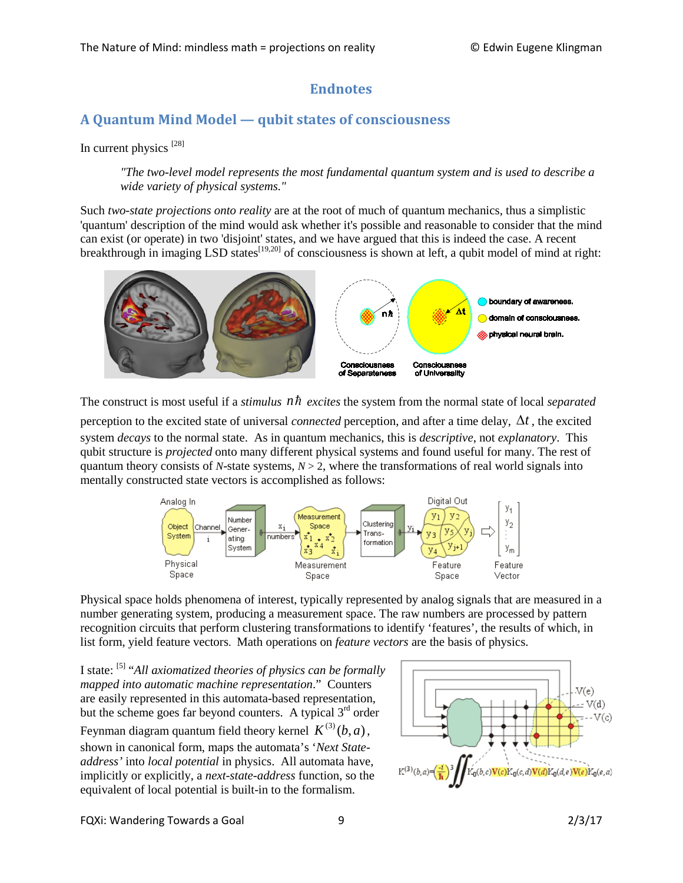## Endnotes

## A Quantum Mind Model — qubit states of consciousness

In current physics [28]

> *"The two-level model represents the most fundamental quantum system and is used to describe a wide variety of physical systems."*

Such *two-state projections onto reality* are at the root of much of quantum mechanics, thus a simplistic 'quantum' description of the mind would ask whether it's possible and reasonable to consider that the mind can exist (or operate) in two 'disjoint' states, and we have argued that this is indeed the case. A recent breakthrough in imaging LSD states[19,20] of consciousness is shown at left, a qubit model of mind at right:

The construct is most useful if a *stimulus* $n\hbar$ *excites* the system from the normal state of local *separated* perception to the excited state of universal *connected* perception, and after a time delay, $\Delta t$, the excited system *decays* to the normal state. As in quantum mechanics, this is *descriptive*, not *explanatory*. This qubit structure is *projected* onto many different physical systems and found useful for many. The rest of quantum theory consists of *N*-state systems, $N > 2$, where the transformations of real world signals into mentally constructed state vectors is accomplished as follows:

Physical space holds phenomena of interest, typically represented by analog signals that are measured in a number generating system, producing a measurement space. The raw numbers are processed by pattern recognition circuits that perform clustering transformations to identify 'features', the results of which, in list form, yield feature vectors. Math operations on *feature vectors* are the basis of physics.

I state: [5] "*All axiomatized theories of physics can be formally mapped into automatic machine representation*." Counters are easily represented in this automata-based representation, but the scheme goes far beyond counters. A typical 3rd order Feynman diagram quantum field theory kernel $K^{(3)}(b,a)$, shown in canonical form, maps the automata's '*Next State-address*' into *local potential* in physics. All automata have, implicitly or explicitly, a *next-state-address* function, so the equivalent of local potential is built-in to the formalism.

$$K^{(3)}(b,a)=\left(\frac{-i}{\hbar}\right)^3 \iint K_0(b,c)V(c)K_0(c,d)V(d)K_0(d,e)V(e)K_0(e,a)$$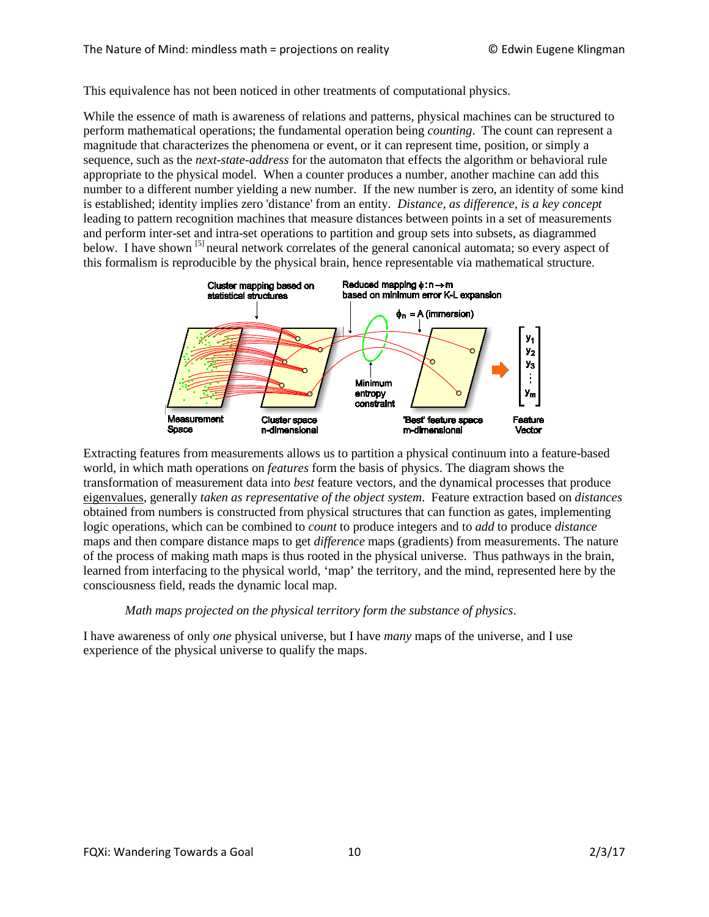This equivalence has not been noticed in other treatments of computational physics.

While the essence of math is awareness of relations and patterns, physical machines can be structured to perform mathematical operations; the fundamental operation being *counting*. The count can represent a magnitude that characterizes the phenomena or event, or it can represent time, position, or simply a sequence, such as the *next-state-address* for the automaton that effects the algorithm or behavioral rule appropriate to the physical model. When a counter produces a number, another machine can add this number to a different number yielding a new number. If the new number is zero, an identity of some kind is established; identity implies zero 'distance' from an entity. *Distance, as difference, is a key concept* leading to pattern recognition machines that measure distances between points in a set of measurements and perform inter-set and intra-set operations to partition and group sets into subsets, as diagrammed below. I have shown [5] neural network correlates of the general canonical automata; so every aspect of this formalism is reproducible by the physical brain, hence representable via mathematical structure.

Cluster mapping based on statistical structures — Reduced mapping $\phi : n \rightarrow m$ based on minimum error K-L expansion — $\phi_n = A$ (immersion) — Minimum entropy constraint — Measurement Space — Cluster space n-dimensional — 'Best' feature space m-dimensional — Feature Vector $\begin{bmatrix} y_1 \\ y_2 \\ y_3 \\ \vdots \\ y_m \end{bmatrix}$

Extracting features from measurements allows us to partition a physical continuum into a feature-based world, in which math operations on *features* form the basis of physics. The diagram shows the transformation of measurement data into *best* feature vectors, and the dynamical processes that produce eigenvalues, generally *taken as representative of the object system*. Feature extraction based on *distances* obtained from numbers is constructed from physical structures that can function as gates, implementing logic operations, which can be combined to *count* to produce integers and to *add* to produce *distance* maps and then compare distance maps to get *difference* maps (gradients) from measurements. The nature of the process of making math maps is thus rooted in the physical universe. Thus pathways in the brain, learned from interfacing to the physical world, 'map' the territory, and the mind, represented here by the consciousness field, reads the dynamic local map.

> *Math maps projected on the physical territory form the substance of physics.*

I have awareness of only *one* physical universe, but I have *many* maps of the universe, and I use experience of the physical universe to qualify the maps.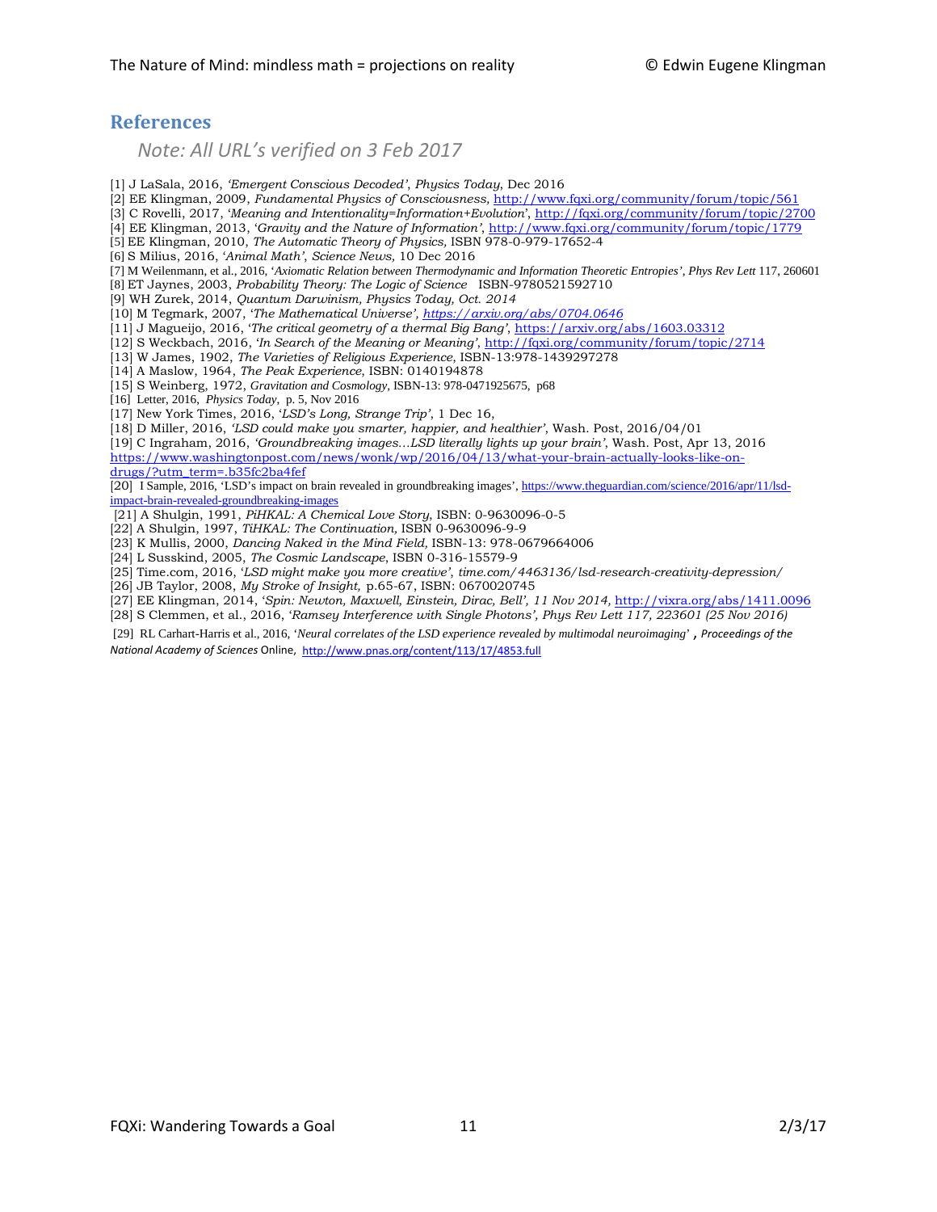## References

*Note: All URL's verified on 3 Feb 2017*

[1] J LaSala, 2016, *'Emergent Conscious Decoded'*, *Physics Today*, Dec 2016
[2] EE Klingman, 2009, *Fundamental Physics of Consciousness*, http://www.fqxi.org/community/forum/topic/561
[3] C Rovelli, 2017, *'Meaning and Intentionality=Information+Evolution'*, http://fqxi.org/community/forum/topic/2700
[4] EE Klingman, 2013, *'Gravity and the Nature of Information'*, http://www.fqxi.org/community/forum/topic/1779
[5] EE Klingman, 2010, *The Automatic Theory of Physics*, ISBN 978-0-979-17652-4
[6] S Milius, 2016, *'Animal Math'*, *Science News*, 10 Dec 2016
[7] M Weilenmann, et al., 2016, *'Axiomatic Relation between Thermodynamic and Information Theoretic Entropies'*, *Phys Rev Lett* 117, 260601
[8] ET Jaynes, 2003, *Probability Theory: The Logic of Science* ISBN-9780521592710
[9] WH Zurek, 2014, *Quantum Darwinism, Physics Today, Oct. 2014*
[10] M Tegmark, 2007, *'The Mathematical Universe'*, *https://arxiv.org/abs/0704.0646*
[11] J Magueijo, 2016, *'The critical geometry of a thermal Big Bang'*, https://arxiv.org/abs/1603.03312
[12] S Weckbach, 2016, *'In Search of the Meaning or Meaning'*, http://fqxi.org/community/forum/topic/2714
[13] W James, 1902, *The Varieties of Religious Experience*, ISBN-13:978-1439297278
[14] A Maslow, 1964, *The Peak Experience*, ISBN: 0140194878
[15] S Weinberg, 1972, *Gravitation and Cosmology*, ISBN-13: 978-0471925675, p68
[16] Letter, 2016, *Physics Today*, p. 5, Nov 2016
[17] New York Times, 2016, *'LSD's Long, Strange Trip'*, 1 Dec 16,
[18] D Miller, 2016, *'LSD could make you smarter, happier, and healthier'*, Wash. Post, 2016/04/01
[19] C Ingraham, 2016, *'Groundbreaking images…LSD literally lights up your brain'*, Wash. Post, Apr 13, 2016 https://www.washingtonpost.com/news/wonk/wp/2016/04/13/what-your-brain-actually-looks-like-on-drugs/?utm_term=.b35fc2ba4fef
[20] I Sample, 2016, 'LSD's impact on brain revealed in groundbreaking images', https://www.theguardian.com/science/2016/apr/11/lsd-impact-brain-revealed-groundbreaking-images
[21] A Shulgin, 1991, *PiHKAL: A Chemical Love Story*, ISBN: 0-9630096-0-5
[22] A Shulgin, 1997, *TiHKAL: The Continuation*, ISBN 0-9630096-9-9
[23] K Mullis, 2000, *Dancing Naked in the Mind Field*, ISBN-13: 978-0679664006
[24] L Susskind, 2005, *The Cosmic Landscape*, ISBN 0-316-15579-9
[25] Time.com, 2016, *'LSD might make you more creative'*, *time.com/4463136/lsd-research-creativity-depression/*
[26] JB Taylor, 2008, *My Stroke of Insight*, p.65-67, ISBN: 0670020745
[27] EE Klingman, 2014, *'Spin: Newton, Maxwell, Einstein, Dirac, Bell', 11 Nov 2014*, http://vixra.org/abs/1411.0096
[28] S Clemmen, et al., 2016, *'Ramsey Interference with Single Photons', Phys Rev Lett 117, 223601 (25 Nov 2016)*
[29] RL Carhart-Harris et al., 2016, *'Neural correlates of the LSD experience revealed by multimodal neuroimaging'*, *Proceedings of the National Academy of Sciences* Online, http://www.pnas.org/content/113/17/4853.full